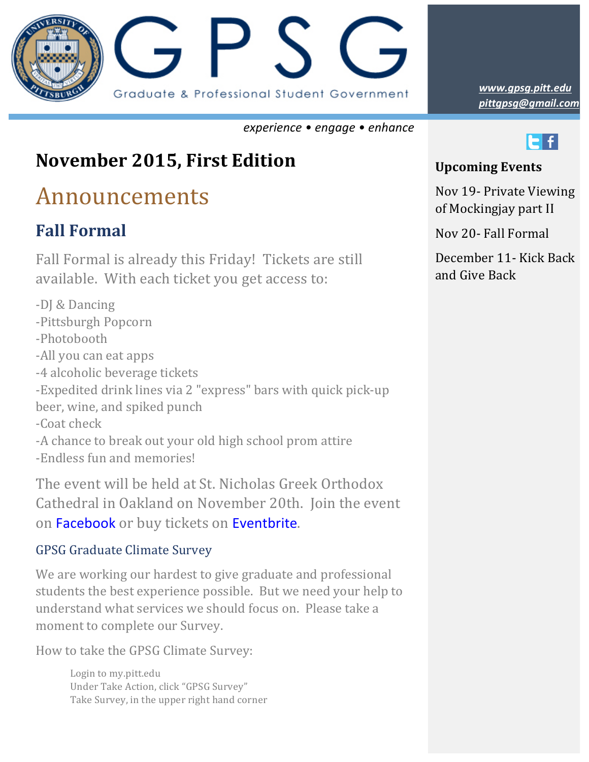# GPSG

Graduate & Professional Student Government

www.gpsg.pitt.edu
pittgpsg@gmail.com

*experience • engage • enhance*

## November 2015, First Edition

# Announcements

## Fall Formal

Fall Formal is already this Friday! Tickets are still available. With each ticket you get access to:

-DJ & Dancing
-Pittsburgh Popcorn
-Photobooth
-All you can eat apps
-4 alcoholic beverage tickets
-Expedited drink lines via 2 "express" bars with quick pick-up beer, wine, and spiked punch
-Coat check
-A chance to break out your old high school prom attire
-Endless fun and memories!

The event will be held at St. Nicholas Greek Orthodox Cathedral in Oakland on November 20th. Join the event on Facebook or buy tickets on Eventbrite.

### GPSG Graduate Climate Survey

We are working our hardest to give graduate and professional students the best experience possible. But we need your help to understand what services we should focus on. Please take a moment to complete our Survey.

How to take the GPSG Climate Survey:

> Login to my.pitt.edu
> Under Take Action, click "GPSG Survey"
> Take Survey, in the upper right hand corner

### Upcoming Events

Nov 19- Private Viewing of Mockingjay part II

Nov 20- Fall Formal

December 11- Kick Back and Give Back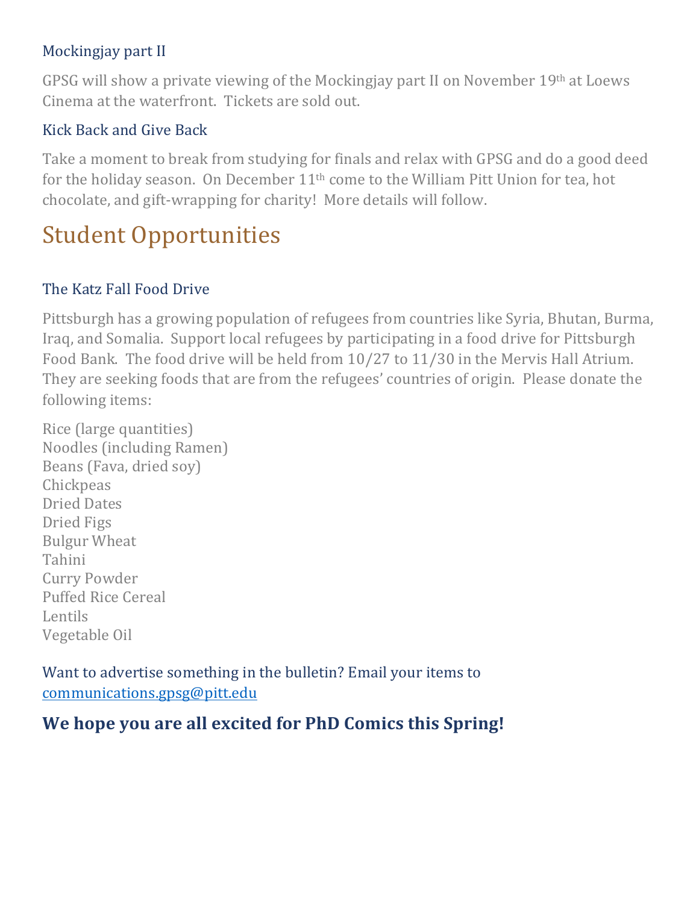### Mockingjay part II

GPSG will show a private viewing of the Mockingjay part II on November 19th at Loews Cinema at the waterfront. Tickets are sold out.

### Kick Back and Give Back

Take a moment to break from studying for finals and relax with GPSG and do a good deed for the holiday season. On December 11th come to the William Pitt Union for tea, hot chocolate, and gift-wrapping for charity! More details will follow.

## Student Opportunities

### The Katz Fall Food Drive

Pittsburgh has a growing population of refugees from countries like Syria, Bhutan, Burma, Iraq, and Somalia. Support local refugees by participating in a food drive for Pittsburgh Food Bank. The food drive will be held from 10/27 to 11/30 in the Mervis Hall Atrium. They are seeking foods that are from the refugees' countries of origin. Please donate the following items:

Rice (large quantities)
Noodles (including Ramen)
Beans (Fava, dried soy)
Chickpeas
Dried Dates
Dried Figs
Bulgur Wheat
Tahini
Curry Powder
Puffed Rice Cereal
Lentils
Vegetable Oil

Want to advertise something in the bulletin? Email your items to communications.gpsg@pitt.edu

### **We hope you are all excited for PhD Comics this Spring!**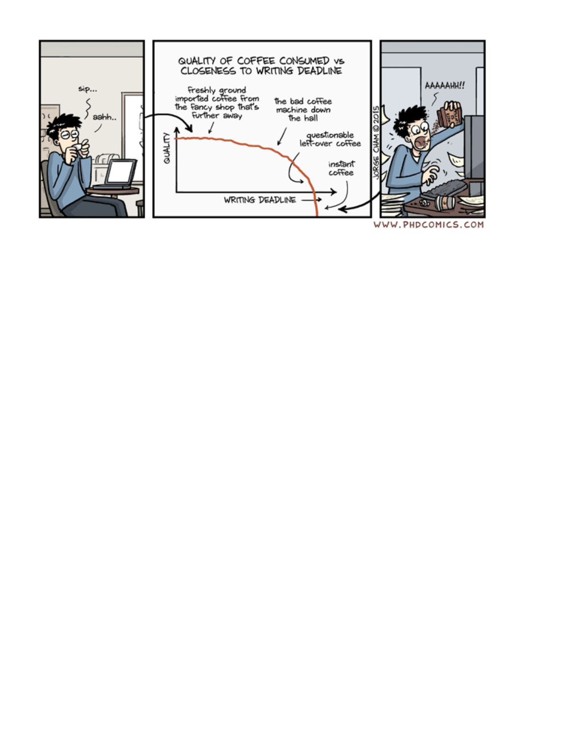sip...

aahh..

QUALITY OF COFFEE CONSUMED vs CLOSENESS TO WRITING DEADLINE

freshly ground imported coffee from the fancy shop that's further away

the bad coffee machine down the hall

questionable left-over coffee

instant coffee

QUALITY

WRITING DEADLINE

JORGE CHAM © 2015

AAAAAHH!!

WWW.PHDCOMICS.COM